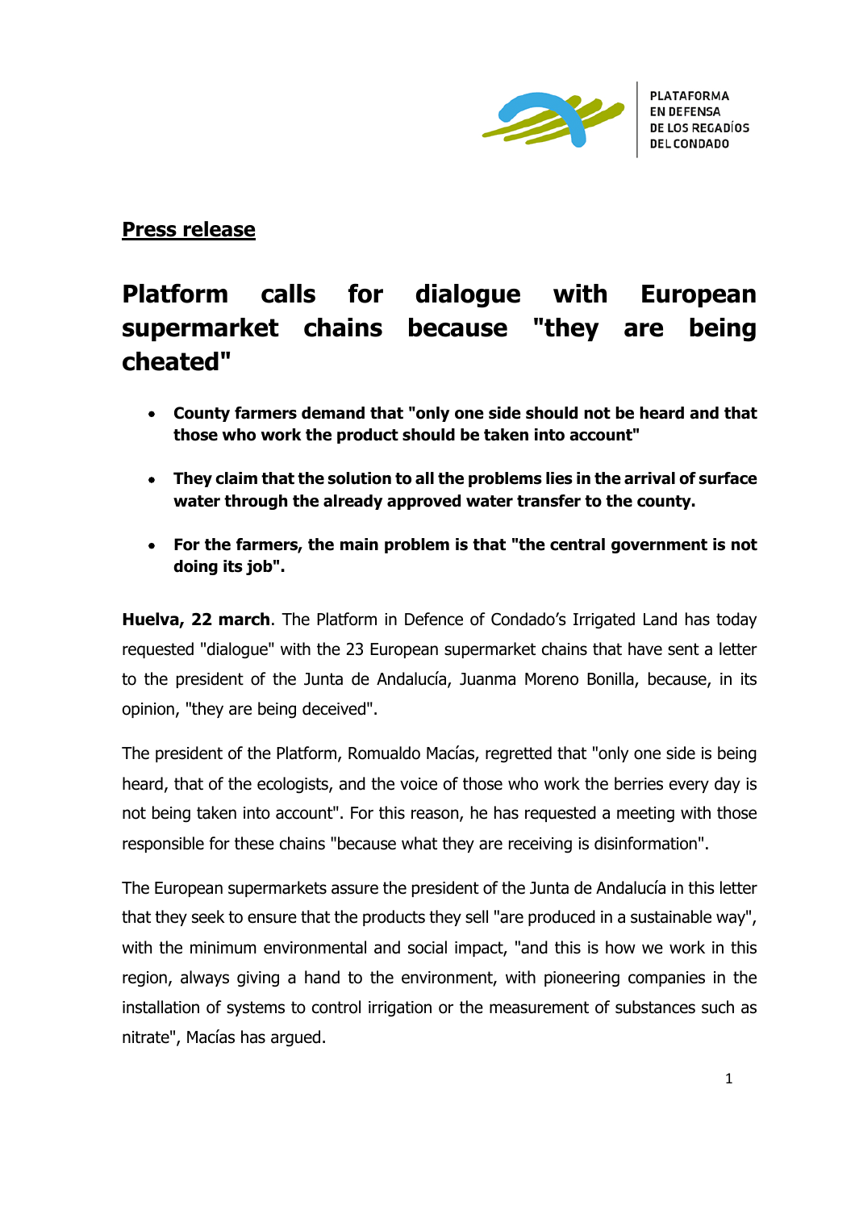PLATAFORMA
EN DEFENSA
DE LOS REGADÍOS
DEL CONDADO

**Press release**

# Platform calls for dialogue with European supermarket chains because "they are being cheated"

- **County farmers demand that "only one side should not be heard and that those who work the product should be taken into account"**
- **They claim that the solution to all the problems lies in the arrival of surface water through the already approved water transfer to the county.**
- **For the farmers, the main problem is that "the central government is not doing its job".**

**Huelva, 22 march**. The Platform in Defence of Condado's Irrigated Land has today requested "dialogue" with the 23 European supermarket chains that have sent a letter to the president of the Junta de Andalucía, Juanma Moreno Bonilla, because, in its opinion, "they are being deceived".

The president of the Platform, Romualdo Macías, regretted that "only one side is being heard, that of the ecologists, and the voice of those who work the berries every day is not being taken into account". For this reason, he has requested a meeting with those responsible for these chains "because what they are receiving is disinformation".

The European supermarkets assure the president of the Junta de Andalucía in this letter that they seek to ensure that the products they sell "are produced in a sustainable way", with the minimum environmental and social impact, "and this is how we work in this region, always giving a hand to the environment, with pioneering companies in the installation of systems to control irrigation or the measurement of substances such as nitrate", Macías has argued.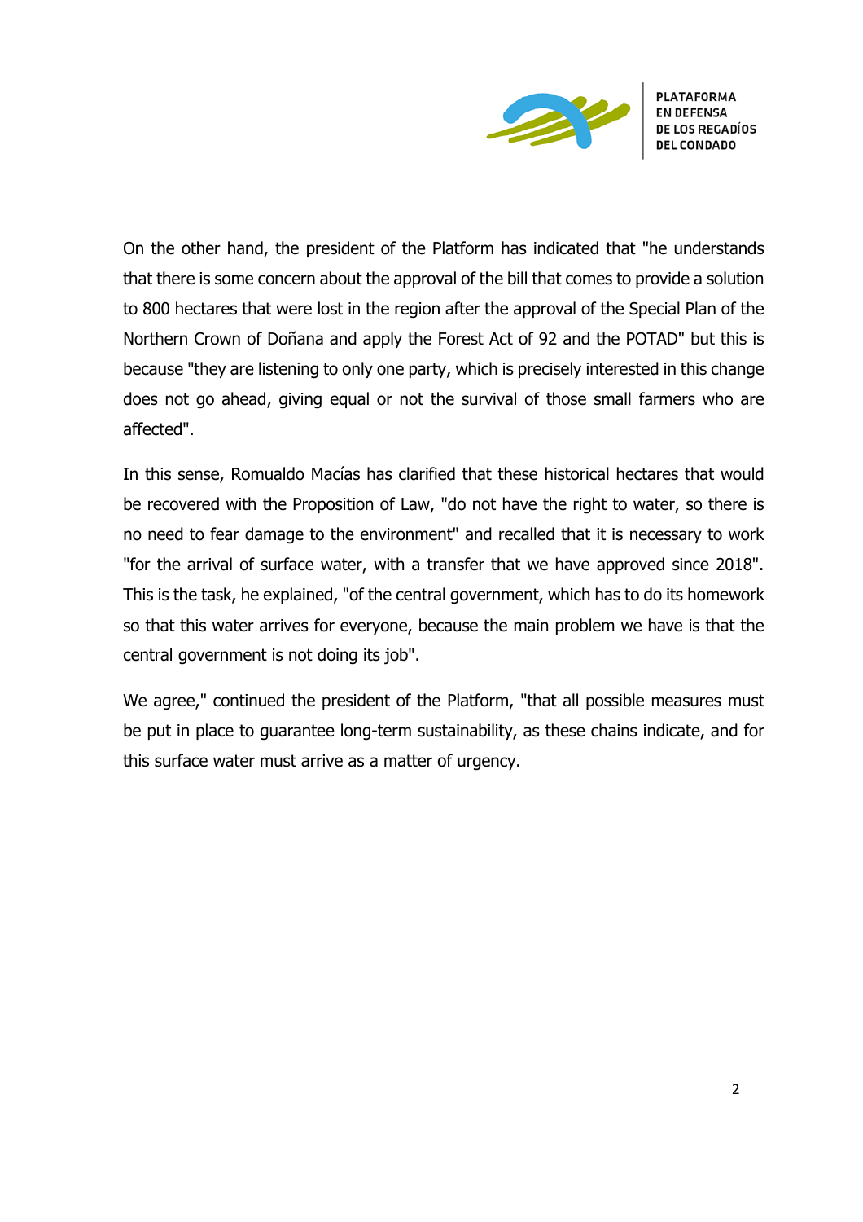On the other hand, the president of the Platform has indicated that "he understands that there is some concern about the approval of the bill that comes to provide a solution to 800 hectares that were lost in the region after the approval of the Special Plan of the Northern Crown of Doñana and apply the Forest Act of 92 and the POTAD" but this is because "they are listening to only one party, which is precisely interested in this change does not go ahead, giving equal or not the survival of those small farmers who are affected".

In this sense, Romualdo Macías has clarified that these historical hectares that would be recovered with the Proposition of Law, "do not have the right to water, so there is no need to fear damage to the environment" and recalled that it is necessary to work "for the arrival of surface water, with a transfer that we have approved since 2018". This is the task, he explained, "of the central government, which has to do its homework so that this water arrives for everyone, because the main problem we have is that the central government is not doing its job".

We agree," continued the president of the Platform, "that all possible measures must be put in place to guarantee long-term sustainability, as these chains indicate, and for this surface water must arrive as a matter of urgency.